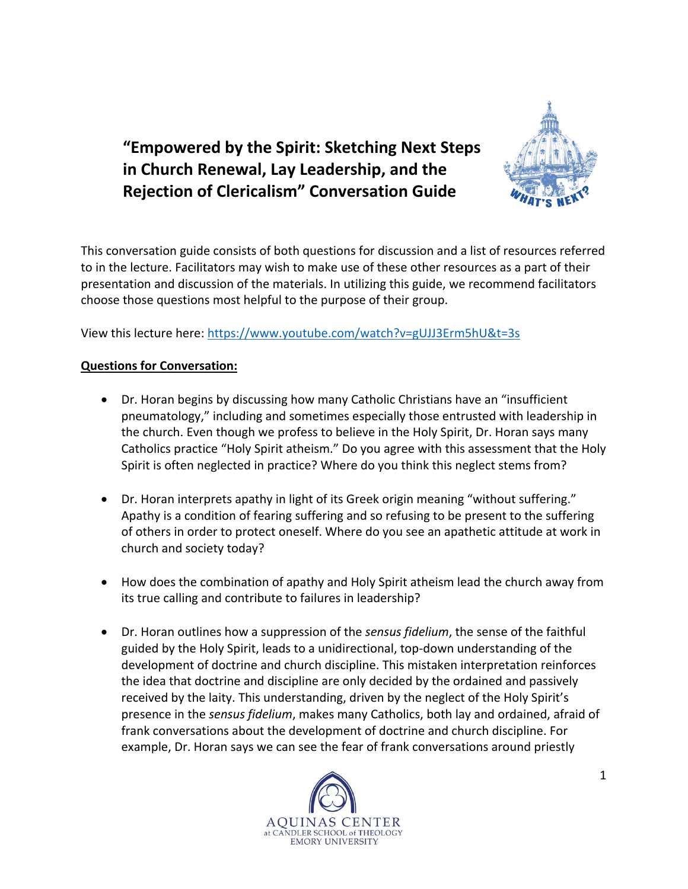# "Empowered by the Spirit: Sketching Next Steps in Church Renewal, Lay Leadership, and the Rejection of Clericalism" Conversation Guide

This conversation guide consists of both questions for discussion and a list of resources referred to in the lecture. Facilitators may wish to make use of these other resources as a part of their presentation and discussion of the materials. In utilizing this guide, we recommend facilitators choose those questions most helpful to the purpose of their group.

View this lecture here: https://www.youtube.com/watch?v=gUJJ3Erm5hU&t=3s

**Questions for Conversation:**

- Dr. Horan begins by discussing how many Catholic Christians have an "insufficient pneumatology," including and sometimes especially those entrusted with leadership in the church. Even though we profess to believe in the Holy Spirit, Dr. Horan says many Catholics practice "Holy Spirit atheism." Do you agree with this assessment that the Holy Spirit is often neglected in practice? Where do you think this neglect stems from?

- Dr. Horan interprets apathy in light of its Greek origin meaning "without suffering." Apathy is a condition of fearing suffering and so refusing to be present to the suffering of others in order to protect oneself. Where do you see an apathetic attitude at work in church and society today?

- How does the combination of apathy and Holy Spirit atheism lead the church away from its true calling and contribute to failures in leadership?

- Dr. Horan outlines how a suppression of the *sensus fidelium*, the sense of the faithful guided by the Holy Spirit, leads to a unidirectional, top-down understanding of the development of doctrine and church discipline. This mistaken interpretation reinforces the idea that doctrine and discipline are only decided by the ordained and passively received by the laity. This understanding, driven by the neglect of the Holy Spirit's presence in the *sensus fidelium*, makes many Catholics, both lay and ordained, afraid of frank conversations about the development of doctrine and church discipline. For example, Dr. Horan says we can see the fear of frank conversations around priestly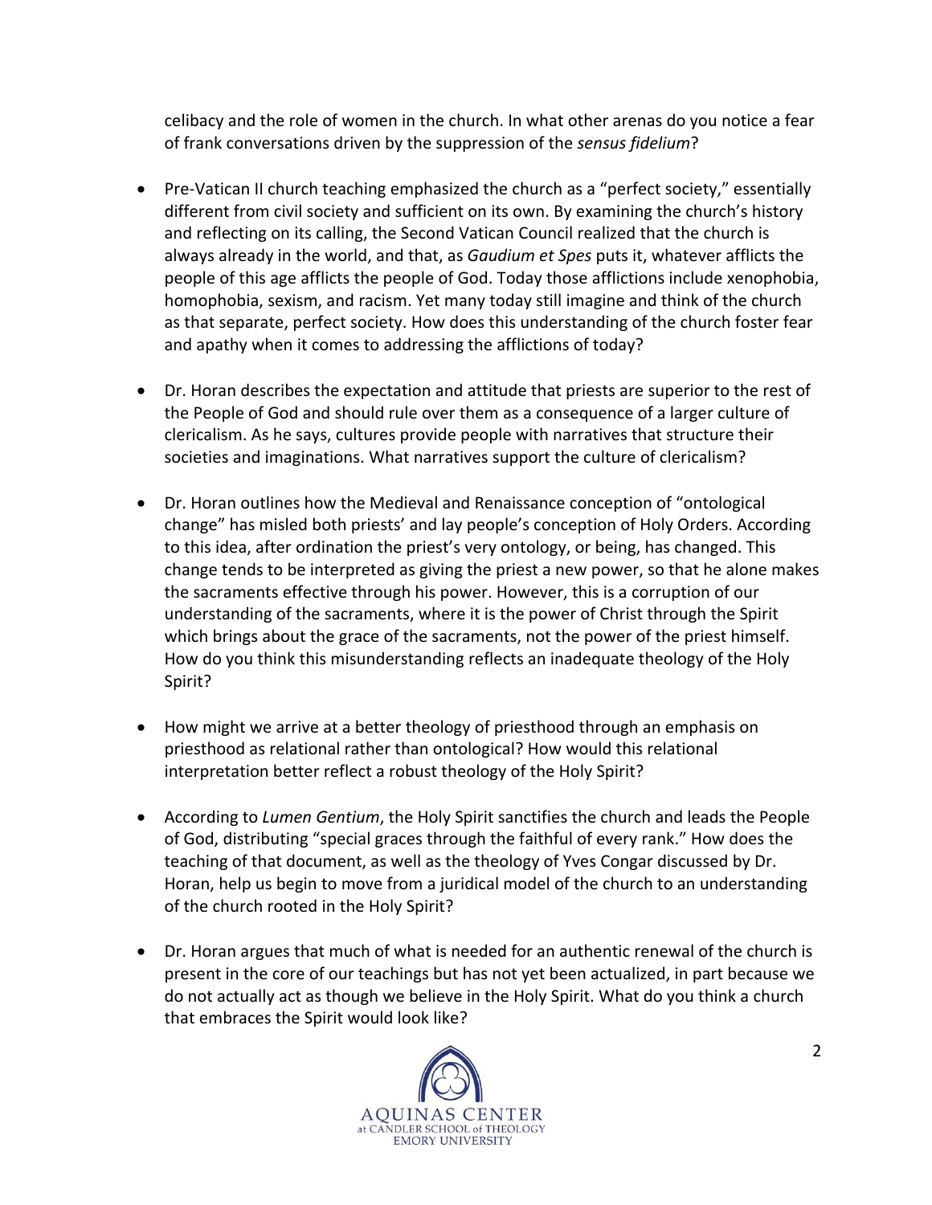celibacy and the role of women in the church. In what other arenas do you notice a fear of frank conversations driven by the suppression of the *sensus fidelium*?

- Pre-Vatican II church teaching emphasized the church as a "perfect society," essentially different from civil society and sufficient on its own. By examining the church's history and reflecting on its calling, the Second Vatican Council realized that the church is always already in the world, and that, as *Gaudium et Spes* puts it, whatever afflicts the people of this age afflicts the people of God. Today those afflictions include xenophobia, homophobia, sexism, and racism. Yet many today still imagine and think of the church as that separate, perfect society. How does this understanding of the church foster fear and apathy when it comes to addressing the afflictions of today?

- Dr. Horan describes the expectation and attitude that priests are superior to the rest of the People of God and should rule over them as a consequence of a larger culture of clericalism. As he says, cultures provide people with narratives that structure their societies and imaginations. What narratives support the culture of clericalism?

- Dr. Horan outlines how the Medieval and Renaissance conception of "ontological change" has misled both priests' and lay people's conception of Holy Orders. According to this idea, after ordination the priest's very ontology, or being, has changed. This change tends to be interpreted as giving the priest a new power, so that he alone makes the sacraments effective through his power. However, this is a corruption of our understanding of the sacraments, where it is the power of Christ through the Spirit which brings about the grace of the sacraments, not the power of the priest himself. How do you think this misunderstanding reflects an inadequate theology of the Holy Spirit?

- How might we arrive at a better theology of priesthood through an emphasis on priesthood as relational rather than ontological? How would this relational interpretation better reflect a robust theology of the Holy Spirit?

- According to *Lumen Gentium*, the Holy Spirit sanctifies the church and leads the People of God, distributing "special graces through the faithful of every rank." How does the teaching of that document, as well as the theology of Yves Congar discussed by Dr. Horan, help us begin to move from a juridical model of the church to an understanding of the church rooted in the Holy Spirit?

- Dr. Horan argues that much of what is needed for an authentic renewal of the church is present in the core of our teachings but has not yet been actualized, in part because we do not actually act as though we believe in the Holy Spirit. What do you think a church that embraces the Spirit would look like?

AQUINAS CENTER
at CANDLER SCHOOL of THEOLOGY
EMORY UNIVERSITY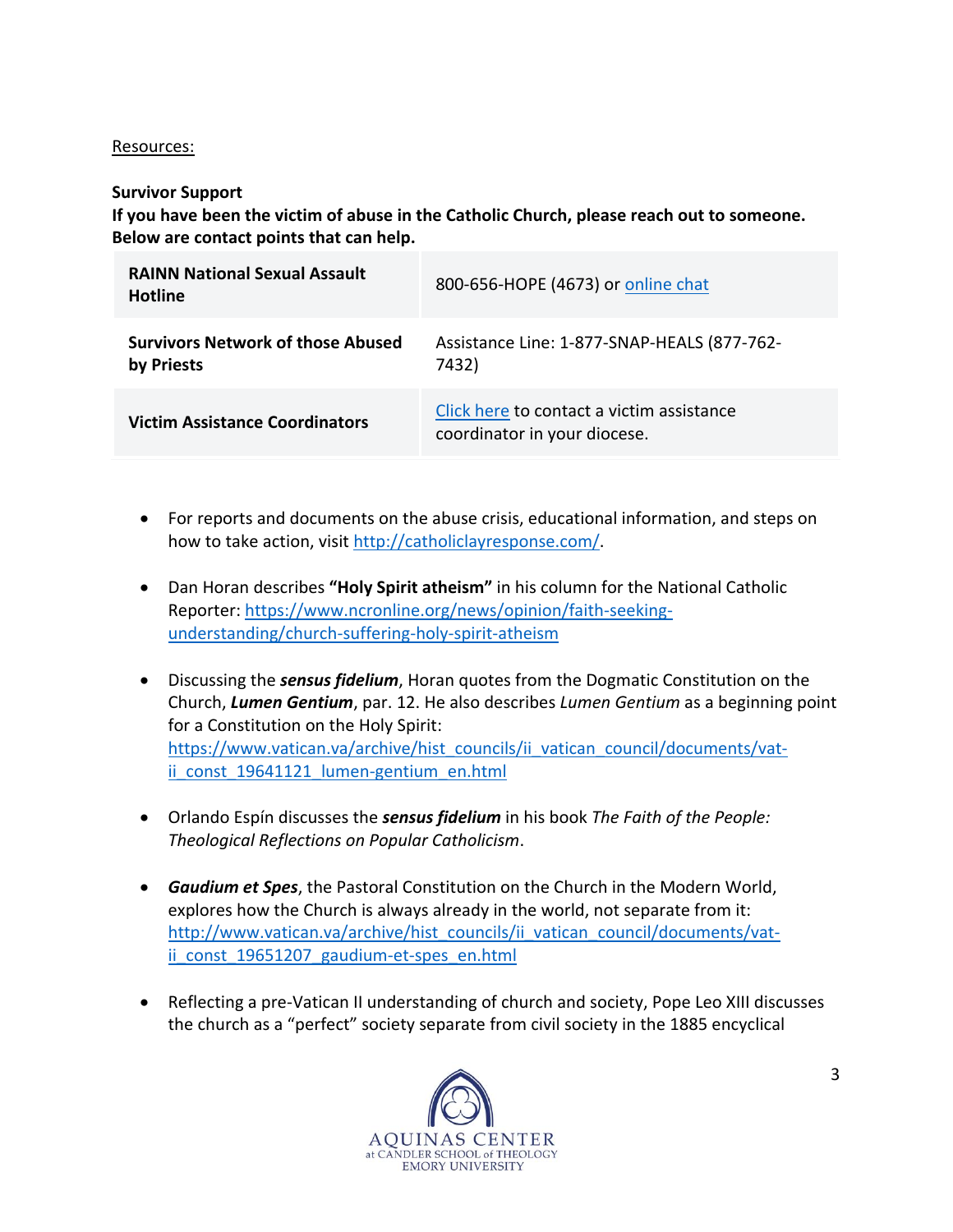<u>Resources:</u>

**Survivor Support**

**If you have been the victim of abuse in the Catholic Church, please reach out to someone. Below are contact points that can help.**

| | |
|---|---|
| **RAINN National Sexual Assault Hotline** | 800-656-HOPE (4673) or [online chat]() |
| **Survivors Network of those Abused by Priests** | Assistance Line: 1-877-SNAP-HEALS (877-762-7432) |
| **Victim Assistance Coordinators** | [Click here]() to contact a victim assistance coordinator in your diocese. |

- For reports and documents on the abuse crisis, educational information, and steps on how to take action, visit http://catholiclayresponse.com/.

- Dan Horan describes **"Holy Spirit atheism"** in his column for the National Catholic Reporter: https://www.ncronline.org/news/opinion/faith-seeking-understanding/church-suffering-holy-spirit-atheism

- Discussing the ***sensus fidelium***, Horan quotes from the Dogmatic Constitution on the Church, ***Lumen Gentium***, par. 12. He also describes *Lumen Gentium* as a beginning point for a Constitution on the Holy Spirit: https://www.vatican.va/archive/hist_councils/ii_vatican_council/documents/vat-ii_const_19641121_lumen-gentium_en.html

- Orlando Espín discusses the ***sensus fidelium*** in his book *The Faith of the People: Theological Reflections on Popular Catholicism*.

- ***Gaudium et Spes***, the Pastoral Constitution on the Church in the Modern World, explores how the Church is always already in the world, not separate from it: http://www.vatican.va/archive/hist_councils/ii_vatican_council/documents/vat-ii_const_19651207_gaudium-et-spes_en.html

- Reflecting a pre-Vatican II understanding of church and society, Pope Leo XIII discusses the church as a "perfect" society separate from civil society in the 1885 encyclical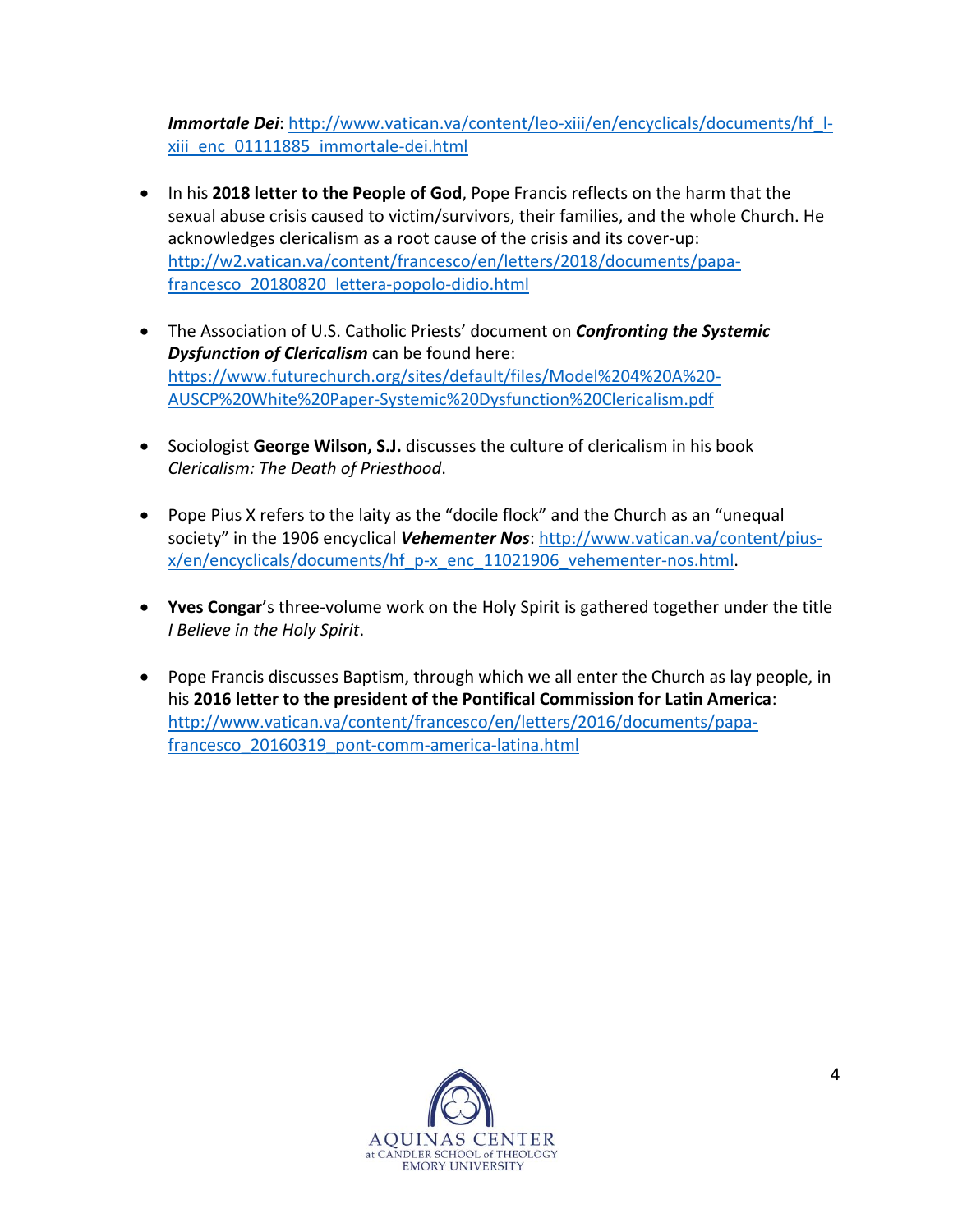***Immortale Dei***: http://www.vatican.va/content/leo-xiii/en/encyclicals/documents/hf_l-xiii_enc_01111885_immortale-dei.html

- In his **2018 letter to the People of God**, Pope Francis reflects on the harm that the sexual abuse crisis caused to victim/survivors, their families, and the whole Church. He acknowledges clericalism as a root cause of the crisis and its cover-up: http://w2.vatican.va/content/francesco/en/letters/2018/documents/papa-francesco_20180820_lettera-popolo-didio.html

- The Association of U.S. Catholic Priests' document on ***Confronting the Systemic Dysfunction of Clericalism*** can be found here: https://www.futurechurch.org/sites/default/files/Model%204%20A%20-AUSCP%20White%20Paper-Systemic%20Dysfunction%20Clericalism.pdf

- Sociologist **George Wilson, S.J.** discusses the culture of clericalism in his book *Clericalism: The Death of Priesthood*.

- Pope Pius X refers to the laity as the "docile flock" and the Church as an "unequal society" in the 1906 encyclical ***Vehementer Nos***: http://www.vatican.va/content/pius-x/en/encyclicals/documents/hf_p-x_enc_11021906_vehementer-nos.html.

- **Yves Congar**'s three-volume work on the Holy Spirit is gathered together under the title *I Believe in the Holy Spirit*.

- Pope Francis discusses Baptism, through which we all enter the Church as lay people, in his **2016 letter to the president of the Pontifical Commission for Latin America**: http://www.vatican.va/content/francesco/en/letters/2016/documents/papa-francesco_20160319_pont-comm-america-latina.html

AQUINAS CENTER
at CANDLER SCHOOL of THEOLOGY
EMORY UNIVERSITY